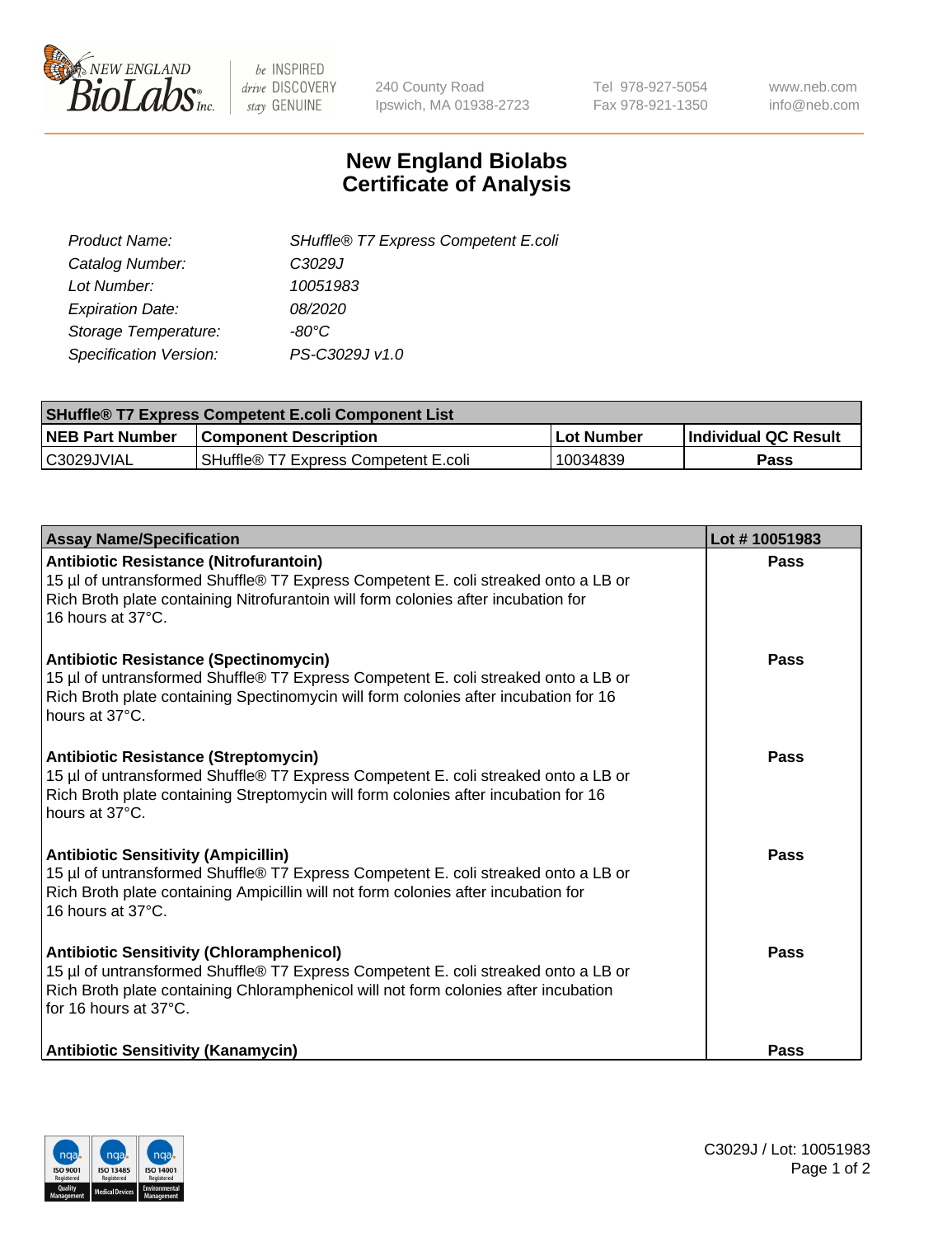# New England Biolabs Certificate of Analysis

| | |
|---|---|
| *Product Name:* | *SHuffle® T7 Express Competent E.coli* |
| *Catalog Number:* | *C3029J* |
| *Lot Number:* | *10051983* |
| *Expiration Date:* | *08/2020* |
| *Storage Temperature:* | *-80°C* |
| *Specification Version:* | *PS-C3029J v1.0* |

| SHuffle® T7 Express Competent E.coli Component List | | | |
|---|---|---|---|
| **NEB Part Number** | **Component Description** | **Lot Number** | **Individual QC Result** |
| C3029JVIAL | SHuffle® T7 Express Competent E.coli | 10034839 | **Pass** |

| Assay Name/Specification | Lot # 10051983 |
|---|---|
| **Antibiotic Resistance (Nitrofurantoin)** 15 µl of untransformed Shuffle® T7 Express Competent E. coli streaked onto a LB or Rich Broth plate containing Nitrofurantoin will form colonies after incubation for 16 hours at 37°C. | **Pass** |
| **Antibiotic Resistance (Spectinomycin)** 15 µl of untransformed Shuffle® T7 Express Competent E. coli streaked onto a LB or Rich Broth plate containing Spectinomycin will form colonies after incubation for 16 hours at 37°C. | **Pass** |
| **Antibiotic Resistance (Streptomycin)** 15 µl of untransformed Shuffle® T7 Express Competent E. coli streaked onto a LB or Rich Broth plate containing Streptomycin will form colonies after incubation for 16 hours at 37°C. | **Pass** |
| **Antibiotic Sensitivity (Ampicillin)** 15 µl of untransformed Shuffle® T7 Express Competent E. coli streaked onto a LB or Rich Broth plate containing Ampicillin will not form colonies after incubation for 16 hours at 37°C. | **Pass** |
| **Antibiotic Sensitivity (Chloramphenicol)** 15 µl of untransformed Shuffle® T7 Express Competent E. coli streaked onto a LB or Rich Broth plate containing Chloramphenicol will not form colonies after incubation for 16 hours at 37°C. | **Pass** |
| **Antibiotic Sensitivity (Kanamycin)** | **Pass** |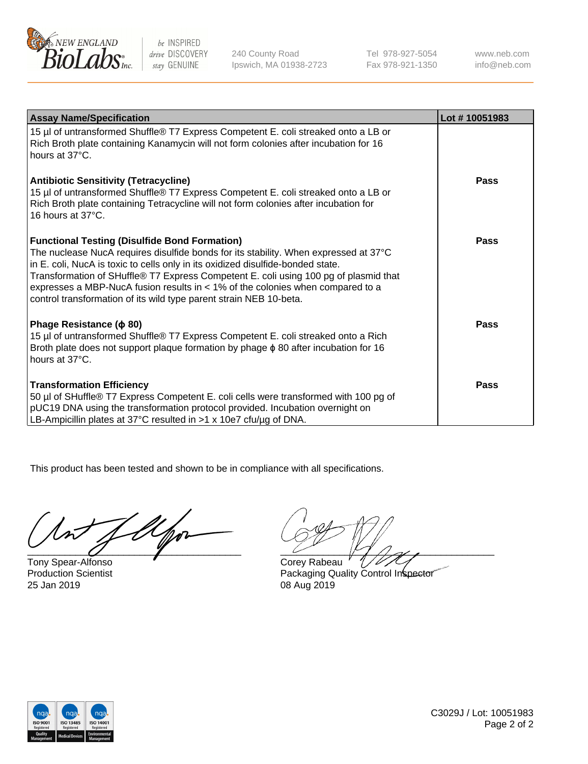New England BioLabs Inc. — be INSPIRED drive DISCOVERY stay GENUINE

240 County Road
Ipswich, MA 01938-2723

Tel 978-927-5054
Fax 978-921-1350

www.neb.com
info@neb.com

| Assay Name/Specification | Lot # 10051983 |
| --- | --- |
| 15 µl of untransformed Shuffle® T7 Express Competent E. coli streaked onto a LB or Rich Broth plate containing Kanamycin will not form colonies after incubation for 16 hours at 37°C. | |
| **Antibiotic Sensitivity (Tetracycline)**<br>15 µl of untransformed Shuffle® T7 Express Competent E. coli streaked onto a LB or Rich Broth plate containing Tetracycline will not form colonies after incubation for 16 hours at 37°C. | Pass |
| **Functional Testing (Disulfide Bond Formation)**<br>The nuclease NucA requires disulfide bonds for its stability. When expressed at 37°C in E. coli, NucA is toxic to cells only in its oxidized disulfide-bonded state. Transformation of SHuffle® T7 Express Competent E. coli using 100 pg of plasmid that expresses a MBP-NucA fusion results in < 1% of the colonies when compared to a control transformation of its wild type parent strain NEB 10-beta. | Pass |
| **Phage Resistance (ϕ 80)**<br>15 µl of untransformed Shuffle® T7 Express Competent E. coli streaked onto a Rich Broth plate does not support plaque formation by phage ϕ 80 after incubation for 16 hours at 37°C. | Pass |
| **Transformation Efficiency**<br>50 µl of SHuffle® T7 Express Competent E. coli cells were transformed with 100 pg of pUC19 DNA using the transformation protocol provided. Incubation overnight on LB-Ampicillin plates at 37°C resulted in >1 x 10e7 cfu/µg of DNA. | Pass |

This product has been tested and shown to be in compliance with all specifications.

Tony Spear-Alfonso
Production Scientist
25 Jan 2019

Corey Rabeau
Packaging Quality Control Inspector
08 Aug 2019

C3029J / Lot: 10051983